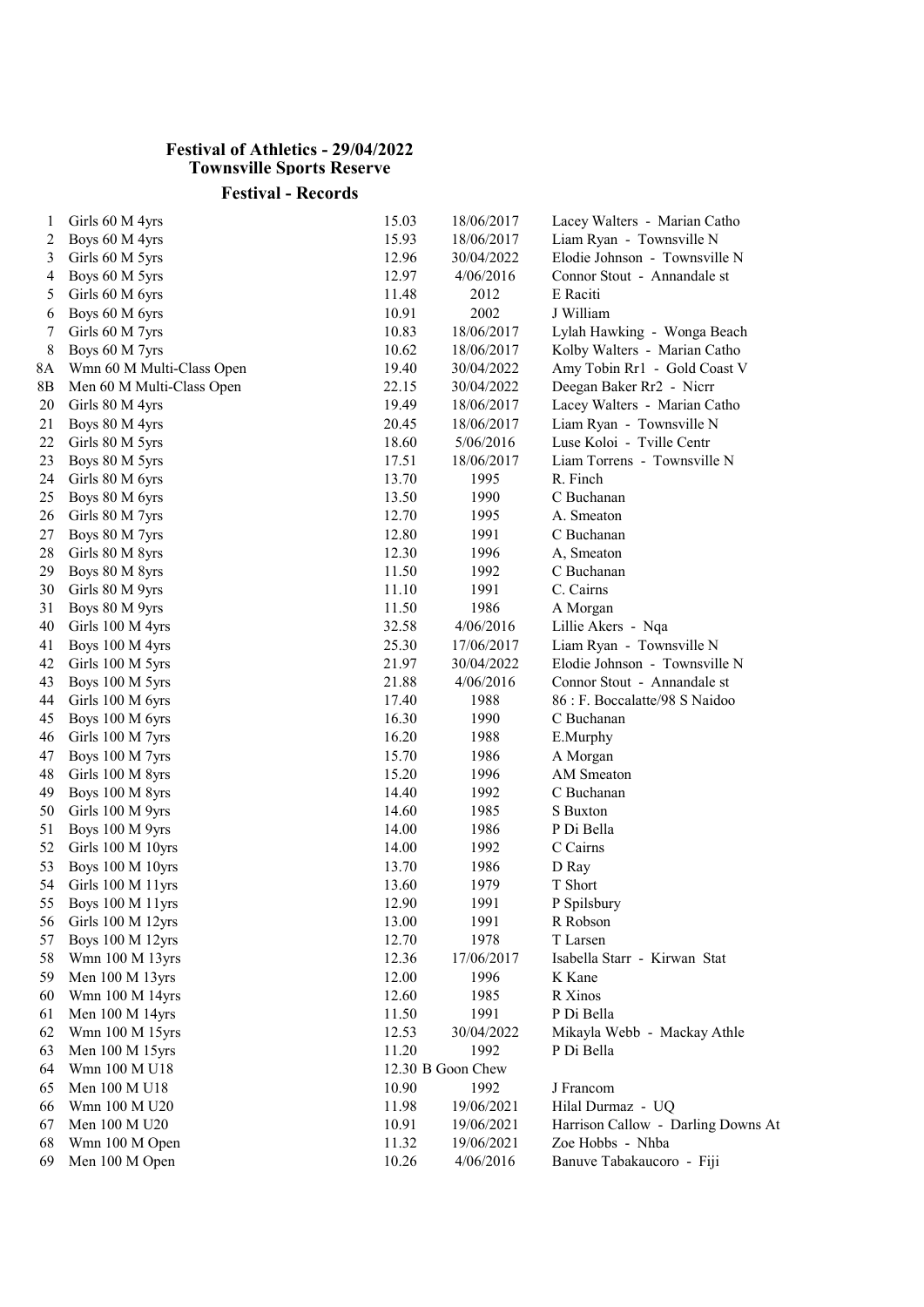# Festival of Athletics - 29/04/2022
## Townsville Sports Reserve
### Festival - Records

| | | | | |
|---|---|---|---|---|
| 1 | Girls 60 M 4yrs | 15.03 | 18/06/2017 | Lacey Walters - Marian Catho |
| 2 | Boys 60 M 4yrs | 15.93 | 18/06/2017 | Liam Ryan - Townsville N |
| 3 | Girls 60 M 5yrs | 12.96 | 30/04/2022 | Elodie Johnson - Townsville N |
| 4 | Boys 60 M 5yrs | 12.97 | 4/06/2016 | Connor Stout - Annandale st |
| 5 | Girls 60 M 6yrs | 11.48 | 2012 | E Raciti |
| 6 | Boys 60 M 6yrs | 10.91 | 2002 | J William |
| 7 | Girls 60 M 7yrs | 10.83 | 18/06/2017 | Lylah Hawking - Wonga Beach |
| 8 | Boys 60 M 7yrs | 10.62 | 18/06/2017 | Kolby Walters - Marian Catho |
| 8A | Wmn 60 M Multi-Class Open | 19.40 | 30/04/2022 | Amy Tobin Rr1 - Gold Coast V |
| 8B | Men 60 M Multi-Class Open | 22.15 | 30/04/2022 | Deegan Baker Rr2 - Nicrr |
| 20 | Girls 80 M 4yrs | 19.49 | 18/06/2017 | Lacey Walters - Marian Catho |
| 21 | Boys 80 M 4yrs | 20.45 | 18/06/2017 | Liam Ryan - Townsville N |
| 22 | Girls 80 M 5yrs | 18.60 | 5/06/2016 | Luse Koloi - Tville Centr |
| 23 | Boys 80 M 5yrs | 17.51 | 18/06/2017 | Liam Torrens - Townsville N |
| 24 | Girls 80 M 6yrs | 13.70 | 1995 | R. Finch |
| 25 | Boys 80 M 6yrs | 13.50 | 1990 | C Buchanan |
| 26 | Girls 80 M 7yrs | 12.70 | 1995 | A. Smeaton |
| 27 | Boys 80 M 7yrs | 12.80 | 1991 | C Buchanan |
| 28 | Girls 80 M 8yrs | 12.30 | 1996 | A, Smeaton |
| 29 | Boys 80 M 8yrs | 11.50 | 1992 | C Buchanan |
| 30 | Girls 80 M 9yrs | 11.10 | 1991 | C. Cairns |
| 31 | Boys 80 M 9yrs | 11.50 | 1986 | A Morgan |
| 40 | Girls 100 M 4yrs | 32.58 | 4/06/2016 | Lillie Akers - Nqa |
| 41 | Boys 100 M 4yrs | 25.30 | 17/06/2017 | Liam Ryan - Townsville N |
| 42 | Girls 100 M 5yrs | 21.97 | 30/04/2022 | Elodie Johnson - Townsville N |
| 43 | Boys 100 M 5yrs | 21.88 | 4/06/2016 | Connor Stout - Annandale st |
| 44 | Girls 100 M 6yrs | 17.40 | 1988 | 86 : F. Boccalatte/98 S Naidoo |
| 45 | Boys 100 M 6yrs | 16.30 | 1990 | C Buchanan |
| 46 | Girls 100 M 7yrs | 16.20 | 1988 | E.Murphy |
| 47 | Boys 100 M 7yrs | 15.70 | 1986 | A Morgan |
| 48 | Girls 100 M 8yrs | 15.20 | 1996 | AM Smeaton |
| 49 | Boys 100 M 8yrs | 14.40 | 1992 | C Buchanan |
| 50 | Girls 100 M 9yrs | 14.60 | 1985 | S Buxton |
| 51 | Boys 100 M 9yrs | 14.00 | 1986 | P Di Bella |
| 52 | Girls 100 M 10yrs | 14.00 | 1992 | C Cairns |
| 53 | Boys 100 M 10yrs | 13.70 | 1986 | D Ray |
| 54 | Girls 100 M 11yrs | 13.60 | 1979 | T Short |
| 55 | Boys 100 M 11yrs | 12.90 | 1991 | P Spilsbury |
| 56 | Girls 100 M 12yrs | 13.00 | 1991 | R Robson |
| 57 | Boys 100 M 12yrs | 12.70 | 1978 | T Larsen |
| 58 | Wmn 100 M 13yrs | 12.36 | 17/06/2017 | Isabella Starr - Kirwan Stat |
| 59 | Men 100 M 13yrs | 12.00 | 1996 | K Kane |
| 60 | Wmn 100 M 14yrs | 12.60 | 1985 | R Xinos |
| 61 | Men 100 M 14yrs | 11.50 | 1991 | P Di Bella |
| 62 | Wmn 100 M 15yrs | 12.53 | 30/04/2022 | Mikayla Webb - Mackay Athle |
| 63 | Men 100 M 15yrs | 11.20 | 1992 | P Di Bella |
| 64 | Wmn 100 M U18 | 12.30 B Goon Chew | | |
| 65 | Men 100 M U18 | 10.90 | 1992 | J Francom |
| 66 | Wmn 100 M U20 | 11.98 | 19/06/2021 | Hilal Durmaz - UQ |
| 67 | Men 100 M U20 | 10.91 | 19/06/2021 | Harrison Callow - Darling Downs At |
| 68 | Wmn 100 M Open | 11.32 | 19/06/2021 | Zoe Hobbs - Nhba |
| 69 | Men 100 M Open | 10.26 | 4/06/2016 | Banuve Tabakaucoro - Fiji |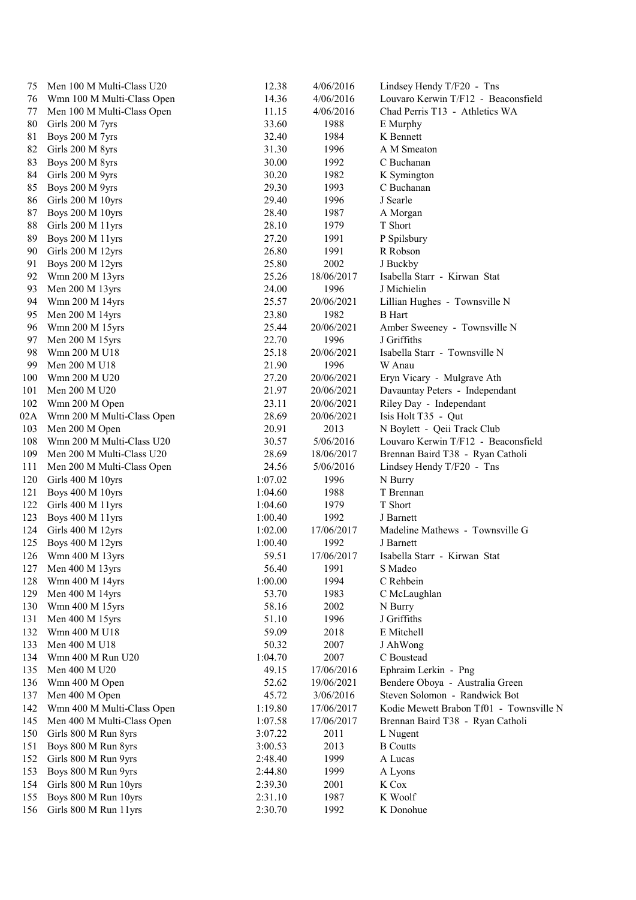| | | | | |
|---|---|---|---|---|
| 75 | Men 100 M Multi-Class U20 | 12.38 | 4/06/2016 | Lindsey Hendy T/F20 - Tns |
| 76 | Wmn 100 M Multi-Class Open | 14.36 | 4/06/2016 | Louvaro Kerwin T/F12 - Beaconsfield |
| 77 | Men 100 M Multi-Class Open | 11.15 | 4/06/2016 | Chad Perris T13 - Athletics WA |
| 80 | Girls 200 M 7yrs | 33.60 | 1988 | E Murphy |
| 81 | Boys 200 M 7yrs | 32.40 | 1984 | K Bennett |
| 82 | Girls 200 M 8yrs | 31.30 | 1996 | A M Smeaton |
| 83 | Boys 200 M 8yrs | 30.00 | 1992 | C Buchanan |
| 84 | Girls 200 M 9yrs | 30.20 | 1982 | K Symington |
| 85 | Boys 200 M 9yrs | 29.30 | 1993 | C Buchanan |
| 86 | Girls 200 M 10yrs | 29.40 | 1996 | J Searle |
| 87 | Boys 200 M 10yrs | 28.40 | 1987 | A Morgan |
| 88 | Girls 200 M 11yrs | 28.10 | 1979 | T Short |
| 89 | Boys 200 M 11yrs | 27.20 | 1991 | P Spilsbury |
| 90 | Girls 200 M 12yrs | 26.80 | 1991 | R Robson |
| 91 | Boys 200 M 12yrs | 25.80 | 2002 | J Buckby |
| 92 | Wmn 200 M 13yrs | 25.26 | 18/06/2017 | Isabella Starr - Kirwan Stat |
| 93 | Men 200 M 13yrs | 24.00 | 1996 | J Michielin |
| 94 | Wmn 200 M 14yrs | 25.57 | 20/06/2021 | Lillian Hughes - Townsville N |
| 95 | Men 200 M 14yrs | 23.80 | 1982 | B Hart |
| 96 | Wmn 200 M 15yrs | 25.44 | 20/06/2021 | Amber Sweeney - Townsville N |
| 97 | Men 200 M 15yrs | 22.70 | 1996 | J Griffiths |
| 98 | Wmn 200 M U18 | 25.18 | 20/06/2021 | Isabella Starr - Townsville N |
| 99 | Men 200 M U18 | 21.90 | 1996 | W Anau |
| 100 | Wmn 200 M U20 | 27.20 | 20/06/2021 | Eryn Vicary - Mulgrave Ath |
| 101 | Men 200 M U20 | 21.97 | 20/06/2021 | Davauntay Peters - Independant |
| 102 | Wmn 200 M Open | 23.11 | 20/06/2021 | Riley Day - Independant |
| 02A | Wmn 200 M Multi-Class Open | 28.69 | 20/06/2021 | Isis Holt T35 - Qut |
| 103 | Men 200 M Open | 20.91 | 2013 | N Boylett - Qeii Track Club |
| 108 | Wmn 200 M Multi-Class U20 | 30.57 | 5/06/2016 | Louvaro Kerwin T/F12 - Beaconsfield |
| 109 | Men 200 M Multi-Class U20 | 28.69 | 18/06/2017 | Brennan Baird T38 - Ryan Catholi |
| 111 | Men 200 M Multi-Class Open | 24.56 | 5/06/2016 | Lindsey Hendy T/F20 - Tns |
| 120 | Girls 400 M 10yrs | 1:07.02 | 1996 | N Burry |
| 121 | Boys 400 M 10yrs | 1:04.60 | 1988 | T Brennan |
| 122 | Girls 400 M 11yrs | 1:04.60 | 1979 | T Short |
| 123 | Boys 400 M 11yrs | 1:00.40 | 1992 | J Barnett |
| 124 | Girls 400 M 12yrs | 1:02.00 | 17/06/2017 | Madeline Mathews - Townsville G |
| 125 | Boys 400 M 12yrs | 1:00.40 | 1992 | J Barnett |
| 126 | Wmn 400 M 13yrs | 59.51 | 17/06/2017 | Isabella Starr - Kirwan Stat |
| 127 | Men 400 M 13yrs | 56.40 | 1991 | S Madeo |
| 128 | Wmn 400 M 14yrs | 1:00.00 | 1994 | C Rehbein |
| 129 | Men 400 M 14yrs | 53.70 | 1983 | C McLaughlan |
| 130 | Wmn 400 M 15yrs | 58.16 | 2002 | N Burry |
| 131 | Men 400 M 15yrs | 51.10 | 1996 | J Griffiths |
| 132 | Wmn 400 M U18 | 59.09 | 2018 | E Mitchell |
| 133 | Men 400 M U18 | 50.32 | 2007 | J AhWong |
| 134 | Wmn 400 M Run U20 | 1:04.70 | 2007 | C Boustead |
| 135 | Men 400 M U20 | 49.15 | 17/06/2016 | Ephraim Lerkin - Png |
| 136 | Wmn 400 M Open | 52.62 | 19/06/2021 | Bendere Oboya - Australia Green |
| 137 | Men 400 M Open | 45.72 | 3/06/2016 | Steven Solomon - Randwick Bot |
| 142 | Wmn 400 M Multi-Class Open | 1:19.80 | 17/06/2017 | Kodie Mewett Brabon Tf01 - Townsville N |
| 145 | Men 400 M Multi-Class Open | 1:07.58 | 17/06/2017 | Brennan Baird T38 - Ryan Catholi |
| 150 | Girls 800 M Run 8yrs | 3:07.22 | 2011 | L Nugent |
| 151 | Boys 800 M Run 8yrs | 3:00.53 | 2013 | B Coutts |
| 152 | Girls 800 M Run 9yrs | 2:48.40 | 1999 | A Lucas |
| 153 | Boys 800 M Run 9yrs | 2:44.80 | 1999 | A Lyons |
| 154 | Girls 800 M Run 10yrs | 2:39.30 | 2001 | K Cox |
| 155 | Boys 800 M Run 10yrs | 2:31.10 | 1987 | K Woolf |
| 156 | Girls 800 M Run 11yrs | 2:30.70 | 1992 | K Donohue |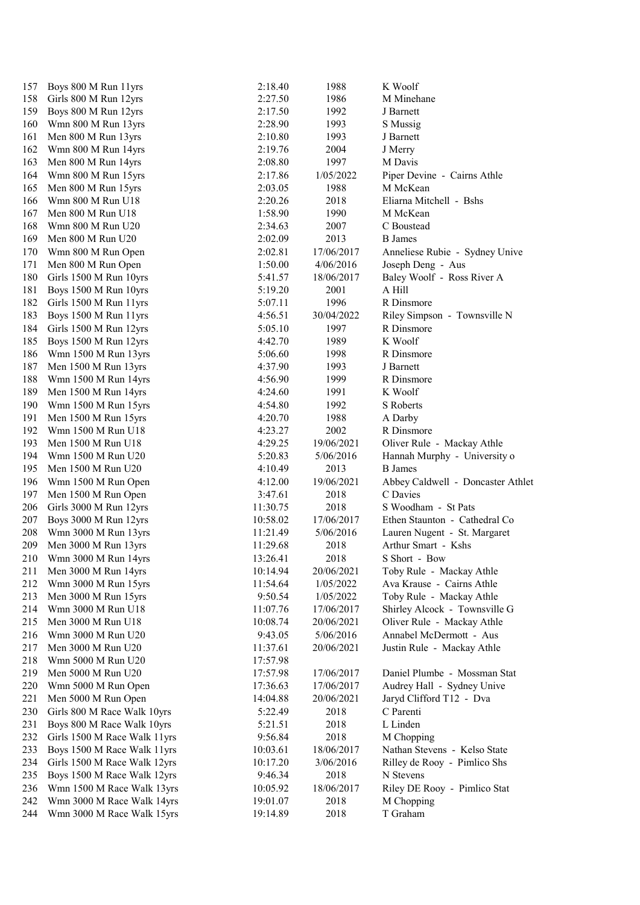| | | | | |
|---|---|---|---|---|
| 157 | Boys 800 M Run 11yrs | 2:18.40 | 1988 | K Woolf |
| 158 | Girls 800 M Run 12yrs | 2:27.50 | 1986 | M Minehane |
| 159 | Boys 800 M Run 12yrs | 2:17.50 | 1992 | J Barnett |
| 160 | Wmn 800 M Run 13yrs | 2:28.90 | 1993 | S Mussig |
| 161 | Men 800 M Run 13yrs | 2:10.80 | 1993 | J Barnett |
| 162 | Wmn 800 M Run 14yrs | 2:19.76 | 2004 | J Merry |
| 163 | Men 800 M Run 14yrs | 2:08.80 | 1997 | M Davis |
| 164 | Wmn 800 M Run 15yrs | 2:17.86 | 1/05/2022 | Piper Devine - Cairns Athle |
| 165 | Men 800 M Run 15yrs | 2:03.05 | 1988 | M McKean |
| 166 | Wmn 800 M Run U18 | 2:20.26 | 2018 | Eliarna Mitchell - Bshs |
| 167 | Men 800 M Run U18 | 1:58.90 | 1990 | M McKean |
| 168 | Wmn 800 M Run U20 | 2:34.63 | 2007 | C Boustead |
| 169 | Men 800 M Run U20 | 2:02.09 | 2013 | B James |
| 170 | Wmn 800 M Run Open | 2:02.81 | 17/06/2017 | Anneliese Rubie - Sydney Unive |
| 171 | Men 800 M Run Open | 1:50.00 | 4/06/2016 | Joseph Deng - Aus |
| 180 | Girls 1500 M Run 10yrs | 5:41.57 | 18/06/2017 | Baley Woolf - Ross River A |
| 181 | Boys 1500 M Run 10yrs | 5:19.20 | 2001 | A Hill |
| 182 | Girls 1500 M Run 11yrs | 5:07.11 | 1996 | R Dinsmore |
| 183 | Boys 1500 M Run 11yrs | 4:56.51 | 30/04/2022 | Riley Simpson - Townsville N |
| 184 | Girls 1500 M Run 12yrs | 5:05.10 | 1997 | R Dinsmore |
| 185 | Boys 1500 M Run 12yrs | 4:42.70 | 1989 | K Woolf |
| 186 | Wmn 1500 M Run 13yrs | 5:06.60 | 1998 | R Dinsmore |
| 187 | Men 1500 M Run 13yrs | 4:37.90 | 1993 | J Barnett |
| 188 | Wmn 1500 M Run 14yrs | 4:56.90 | 1999 | R Dinsmore |
| 189 | Men 1500 M Run 14yrs | 4:24.60 | 1991 | K Woolf |
| 190 | Wmn 1500 M Run 15yrs | 4:54.80 | 1992 | S Roberts |
| 191 | Men 1500 M Run 15yrs | 4:20.70 | 1988 | A Darby |
| 192 | Wmn 1500 M Run U18 | 4:23.27 | 2002 | R Dinsmore |
| 193 | Men 1500 M Run U18 | 4:29.25 | 19/06/2021 | Oliver Rule - Mackay Athle |
| 194 | Wmn 1500 M Run U20 | 5:20.83 | 5/06/2016 | Hannah Murphy - University o |
| 195 | Men 1500 M Run U20 | 4:10.49 | 2013 | B James |
| 196 | Wmn 1500 M Run Open | 4:12.00 | 19/06/2021 | Abbey Caldwell - Doncaster Athlet |
| 197 | Men 1500 M Run Open | 3:47.61 | 2018 | C Davies |
| 206 | Girls 3000 M Run 12yrs | 11:30.75 | 2018 | S Woodham - St Pats |
| 207 | Boys 3000 M Run 12yrs | 10:58.02 | 17/06/2017 | Ethen Staunton - Cathedral Co |
| 208 | Wmn 3000 M Run 13yrs | 11:21.49 | 5/06/2016 | Lauren Nugent - St. Margaret |
| 209 | Men 3000 M Run 13yrs | 11:29.68 | 2018 | Arthur Smart - Kshs |
| 210 | Wmn 3000 M Run 14yrs | 13:26.41 | 2018 | S Short - Bow |
| 211 | Men 3000 M Run 14yrs | 10:14.94 | 20/06/2021 | Toby Rule - Mackay Athle |
| 212 | Wmn 3000 M Run 15yrs | 11:54.64 | 1/05/2022 | Ava Krause - Cairns Athle |
| 213 | Men 3000 M Run 15yrs | 9:50.54 | 1/05/2022 | Toby Rule - Mackay Athle |
| 214 | Wmn 3000 M Run U18 | 11:07.76 | 17/06/2017 | Shirley Alcock - Townsville G |
| 215 | Men 3000 M Run U18 | 10:08.74 | 20/06/2021 | Oliver Rule - Mackay Athle |
| 216 | Wmn 3000 M Run U20 | 9:43.05 | 5/06/2016 | Annabel McDermott - Aus |
| 217 | Men 3000 M Run U20 | 11:37.61 | 20/06/2021 | Justin Rule - Mackay Athle |
| 218 | Wmn 5000 M Run U20 | 17:57.98 | | |
| 219 | Men 5000 M Run U20 | 17:57.98 | 17/06/2017 | Daniel Plumbe - Mossman Stat |
| 220 | Wmn 5000 M Run Open | 17:36.63 | 17/06/2017 | Audrey Hall - Sydney Unive |
| 221 | Men 5000 M Run Open | 14:04.88 | 20/06/2021 | Jaryd Clifford T12 - Dva |
| 230 | Girls 800 M Race Walk 10yrs | 5:22.49 | 2018 | C Parenti |
| 231 | Boys 800 M Race Walk 10yrs | 5:21.51 | 2018 | L Linden |
| 232 | Girls 1500 M Race Walk 11yrs | 9:56.84 | 2018 | M Chopping |
| 233 | Boys 1500 M Race Walk 11yrs | 10:03.61 | 18/06/2017 | Nathan Stevens - Kelso State |
| 234 | Girls 1500 M Race Walk 12yrs | 10:17.20 | 3/06/2016 | Rilley de Rooy - Pimlico Shs |
| 235 | Boys 1500 M Race Walk 12yrs | 9:46.34 | 2018 | N Stevens |
| 236 | Wmn 1500 M Race Walk 13yrs | 10:05.92 | 18/06/2017 | Riley DE Rooy - Pimlico Stat |
| 242 | Wmn 3000 M Race Walk 14yrs | 19:01.07 | 2018 | M Chopping |
| 244 | Wmn 3000 M Race Walk 15yrs | 19:14.89 | 2018 | T Graham |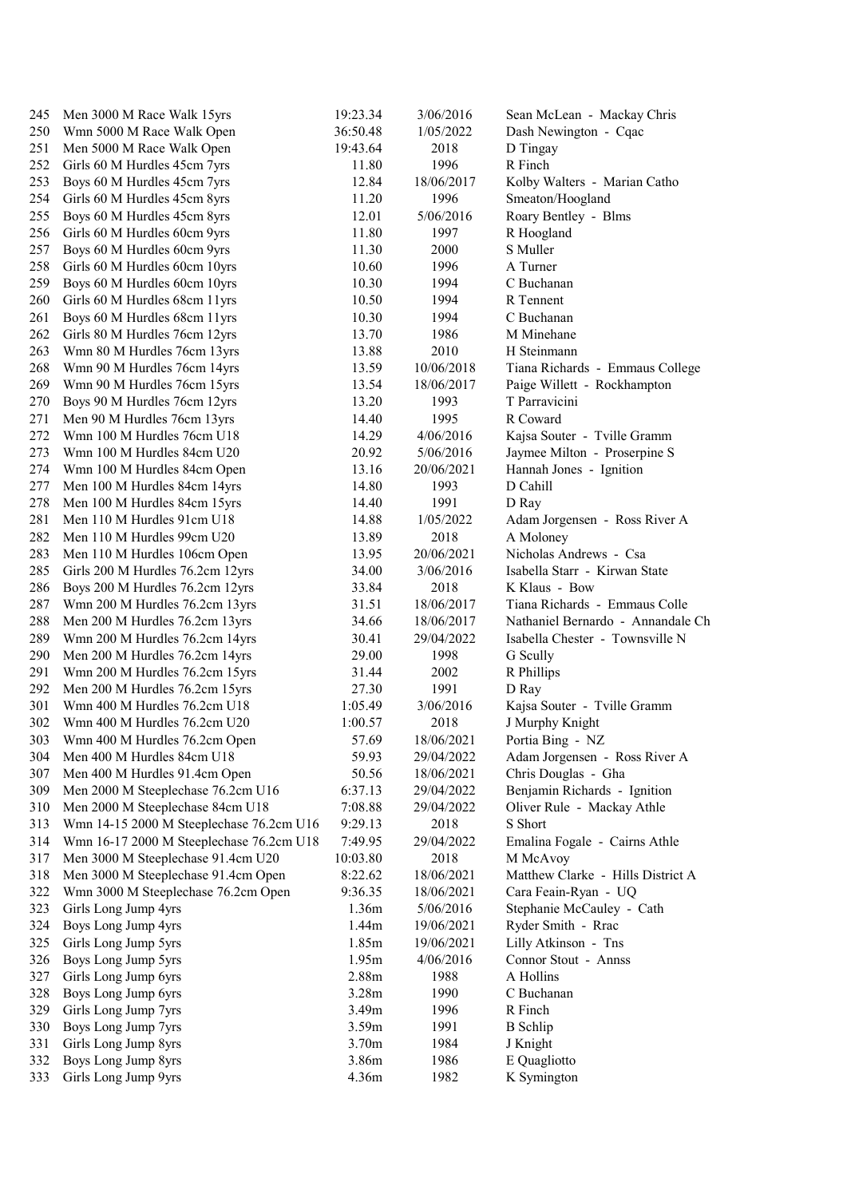| | | | | |
|---|---|---|---|---|
| 245 | Men 3000 M Race Walk 15yrs | 19:23.34 | 3/06/2016 | Sean McLean - Mackay Chris |
| 250 | Wmn 5000 M Race Walk Open | 36:50.48 | 1/05/2022 | Dash Newington - Cqac |
| 251 | Men 5000 M Race Walk Open | 19:43.64 | 2018 | D Tingay |
| 252 | Girls 60 M Hurdles 45cm 7yrs | 11.80 | 1996 | R Finch |
| 253 | Boys 60 M Hurdles 45cm 7yrs | 12.84 | 18/06/2017 | Kolby Walters - Marian Catho |
| 254 | Girls 60 M Hurdles 45cm 8yrs | 11.20 | 1996 | Smeaton/Hoogland |
| 255 | Boys 60 M Hurdles 45cm 8yrs | 12.01 | 5/06/2016 | Roary Bentley - Blms |
| 256 | Girls 60 M Hurdles 60cm 9yrs | 11.80 | 1997 | R Hoogland |
| 257 | Boys 60 M Hurdles 60cm 9yrs | 11.30 | 2000 | S Muller |
| 258 | Girls 60 M Hurdles 60cm 10yrs | 10.60 | 1996 | A Turner |
| 259 | Boys 60 M Hurdles 60cm 10yrs | 10.30 | 1994 | C Buchanan |
| 260 | Girls 60 M Hurdles 68cm 11yrs | 10.50 | 1994 | R Tennent |
| 261 | Boys 60 M Hurdles 68cm 11yrs | 10.30 | 1994 | C Buchanan |
| 262 | Girls 80 M Hurdles 76cm 12yrs | 13.70 | 1986 | M Minehane |
| 263 | Wmn 80 M Hurdles 76cm 13yrs | 13.88 | 2010 | H Steinmann |
| 268 | Wmn 90 M Hurdles 76cm 14yrs | 13.59 | 10/06/2018 | Tiana Richards - Emmaus College |
| 269 | Wmn 90 M Hurdles 76cm 15yrs | 13.54 | 18/06/2017 | Paige Willett - Rockhampton |
| 270 | Boys 90 M Hurdles 76cm 12yrs | 13.20 | 1993 | T Parravicini |
| 271 | Men 90 M Hurdles 76cm 13yrs | 14.40 | 1995 | R Coward |
| 272 | Wmn 100 M Hurdles 76cm U18 | 14.29 | 4/06/2016 | Kajsa Souter - Tville Gramm |
| 273 | Wmn 100 M Hurdles 84cm U20 | 20.92 | 5/06/2016 | Jaymee Milton - Proserpine S |
| 274 | Wmn 100 M Hurdles 84cm Open | 13.16 | 20/06/2021 | Hannah Jones - Ignition |
| 277 | Men 100 M Hurdles 84cm 14yrs | 14.80 | 1993 | D Cahill |
| 278 | Men 100 M Hurdles 84cm 15yrs | 14.40 | 1991 | D Ray |
| 281 | Men 110 M Hurdles 91cm U18 | 14.88 | 1/05/2022 | Adam Jorgensen - Ross River A |
| 282 | Men 110 M Hurdles 99cm U20 | 13.89 | 2018 | A Moloney |
| 283 | Men 110 M Hurdles 106cm Open | 13.95 | 20/06/2021 | Nicholas Andrews - Csa |
| 285 | Girls 200 M Hurdles 76.2cm 12yrs | 34.00 | 3/06/2016 | Isabella Starr - Kirwan State |
| 286 | Boys 200 M Hurdles 76.2cm 12yrs | 33.84 | 2018 | K Klaus - Bow |
| 287 | Wmn 200 M Hurdles 76.2cm 13yrs | 31.51 | 18/06/2017 | Tiana Richards - Emmaus Colle |
| 288 | Men 200 M Hurdles 76.2cm 13yrs | 34.66 | 18/06/2017 | Nathaniel Bernardo - Annandale Ch |
| 289 | Wmn 200 M Hurdles 76.2cm 14yrs | 30.41 | 29/04/2022 | Isabella Chester - Townsville N |
| 290 | Men 200 M Hurdles 76.2cm 14yrs | 29.00 | 1998 | G Scully |
| 291 | Wmn 200 M Hurdles 76.2cm 15yrs | 31.44 | 2002 | R Phillips |
| 292 | Men 200 M Hurdles 76.2cm 15yrs | 27.30 | 1991 | D Ray |
| 301 | Wmn 400 M Hurdles 76.2cm U18 | 1:05.49 | 3/06/2016 | Kajsa Souter - Tville Gramm |
| 302 | Wmn 400 M Hurdles 76.2cm U20 | 1:00.57 | 2018 | J Murphy Knight |
| 303 | Wmn 400 M Hurdles 76.2cm Open | 57.69 | 18/06/2021 | Portia Bing - NZ |
| 304 | Men 400 M Hurdles 84cm U18 | 59.93 | 29/04/2022 | Adam Jorgensen - Ross River A |
| 307 | Men 400 M Hurdles 91.4cm Open | 50.56 | 18/06/2021 | Chris Douglas - Gha |
| 309 | Men 2000 M Steeplechase 76.2cm U16 | 6:37.13 | 29/04/2022 | Benjamin Richards - Ignition |
| 310 | Men 2000 M Steeplechase 84cm U18 | 7:08.88 | 29/04/2022 | Oliver Rule - Mackay Athle |
| 313 | Wmn 14-15 2000 M Steeplechase 76.2cm U16 | 9:29.13 | 2018 | S Short |
| 314 | Wmn 16-17 2000 M Steeplechase 76.2cm U18 | 7:49.95 | 29/04/2022 | Emalina Fogale - Cairns Athle |
| 317 | Men 3000 M Steeplechase 91.4cm U20 | 10:03.80 | 2018 | M McAvoy |
| 318 | Men 3000 M Steeplechase 91.4cm Open | 8:22.62 | 18/06/2021 | Matthew Clarke - Hills District A |
| 322 | Wmn 3000 M Steeplechase 76.2cm Open | 9:36.35 | 18/06/2021 | Cara Feain-Ryan - UQ |
| 323 | Girls Long Jump 4yrs | 1.36m | 5/06/2016 | Stephanie McCauley - Cath |
| 324 | Boys Long Jump 4yrs | 1.44m | 19/06/2021 | Ryder Smith - Rrac |
| 325 | Girls Long Jump 5yrs | 1.85m | 19/06/2021 | Lilly Atkinson - Tns |
| 326 | Boys Long Jump 5yrs | 1.95m | 4/06/2016 | Connor Stout - Annss |
| 327 | Girls Long Jump 6yrs | 2.88m | 1988 | A Hollins |
| 328 | Boys Long Jump 6yrs | 3.28m | 1990 | C Buchanan |
| 329 | Girls Long Jump 7yrs | 3.49m | 1996 | R Finch |
| 330 | Boys Long Jump 7yrs | 3.59m | 1991 | B Schlip |
| 331 | Girls Long Jump 8yrs | 3.70m | 1984 | J Knight |
| 332 | Boys Long Jump 8yrs | 3.86m | 1986 | E Quagliotto |
| 333 | Girls Long Jump 9yrs | 4.36m | 1982 | K Symington |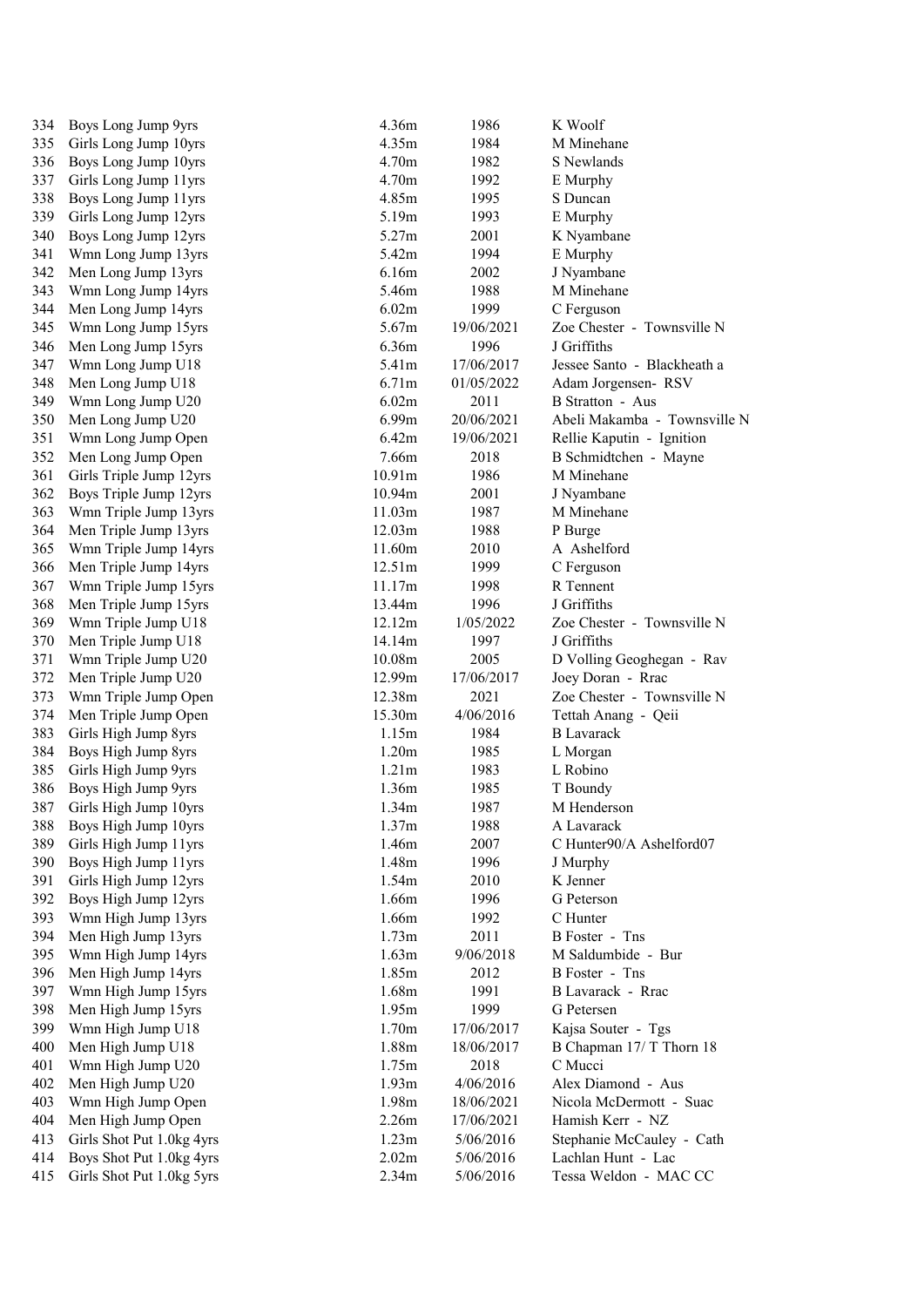| | | | | |
|---|---|---|---|---|
| 334 | Boys Long Jump 9yrs | 4.36m | 1986 | K Woolf |
| 335 | Girls Long Jump 10yrs | 4.35m | 1984 | M Minehane |
| 336 | Boys Long Jump 10yrs | 4.70m | 1982 | S Newlands |
| 337 | Girls Long Jump 11yrs | 4.70m | 1992 | E Murphy |
| 338 | Boys Long Jump 11yrs | 4.85m | 1995 | S Duncan |
| 339 | Girls Long Jump 12yrs | 5.19m | 1993 | E Murphy |
| 340 | Boys Long Jump 12yrs | 5.27m | 2001 | K Nyambane |
| 341 | Wmn Long Jump 13yrs | 5.42m | 1994 | E Murphy |
| 342 | Men Long Jump 13yrs | 6.16m | 2002 | J Nyambane |
| 343 | Wmn Long Jump 14yrs | 5.46m | 1988 | M Minehane |
| 344 | Men Long Jump 14yrs | 6.02m | 1999 | C Ferguson |
| 345 | Wmn Long Jump 15yrs | 5.67m | 19/06/2021 | Zoe Chester - Townsville N |
| 346 | Men Long Jump 15yrs | 6.36m | 1996 | J Griffiths |
| 347 | Wmn Long Jump U18 | 5.41m | 17/06/2017 | Jessee Santo - Blackheath a |
| 348 | Men Long Jump U18 | 6.71m | 01/05/2022 | Adam Jorgensen- RSV |
| 349 | Wmn Long Jump U20 | 6.02m | 2011 | B Stratton - Aus |
| 350 | Men Long Jump U20 | 6.99m | 20/06/2021 | Abeli Makamba - Townsville N |
| 351 | Wmn Long Jump Open | 6.42m | 19/06/2021 | Rellie Kaputin - Ignition |
| 352 | Men Long Jump Open | 7.66m | 2018 | B Schmidtchen - Mayne |
| 361 | Girls Triple Jump 12yrs | 10.91m | 1986 | M Minehane |
| 362 | Boys Triple Jump 12yrs | 10.94m | 2001 | J Nyambane |
| 363 | Wmn Triple Jump 13yrs | 11.03m | 1987 | M Minehane |
| 364 | Men Triple Jump 13yrs | 12.03m | 1988 | P Burge |
| 365 | Wmn Triple Jump 14yrs | 11.60m | 2010 | A Ashelford |
| 366 | Men Triple Jump 14yrs | 12.51m | 1999 | C Ferguson |
| 367 | Wmn Triple Jump 15yrs | 11.17m | 1998 | R Tennent |
| 368 | Men Triple Jump 15yrs | 13.44m | 1996 | J Griffiths |
| 369 | Wmn Triple Jump U18 | 12.12m | 1/05/2022 | Zoe Chester - Townsville N |
| 370 | Men Triple Jump U18 | 14.14m | 1997 | J Griffiths |
| 371 | Wmn Triple Jump U20 | 10.08m | 2005 | D Volling Geoghegan - Rav |
| 372 | Men Triple Jump U20 | 12.99m | 17/06/2017 | Joey Doran - Rrac |
| 373 | Wmn Triple Jump Open | 12.38m | 2021 | Zoe Chester - Townsville N |
| 374 | Men Triple Jump Open | 15.30m | 4/06/2016 | Tettah Anang - Qeii |
| 383 | Girls High Jump 8yrs | 1.15m | 1984 | B Lavarack |
| 384 | Boys High Jump 8yrs | 1.20m | 1985 | L Morgan |
| 385 | Girls High Jump 9yrs | 1.21m | 1983 | L Robino |
| 386 | Boys High Jump 9yrs | 1.36m | 1985 | T Boundy |
| 387 | Girls High Jump 10yrs | 1.34m | 1987 | M Henderson |
| 388 | Boys High Jump 10yrs | 1.37m | 1988 | A Lavarack |
| 389 | Girls High Jump 11yrs | 1.46m | 2007 | C Hunter90/A Ashelford07 |
| 390 | Boys High Jump 11yrs | 1.48m | 1996 | J Murphy |
| 391 | Girls High Jump 12yrs | 1.54m | 2010 | K Jenner |
| 392 | Boys High Jump 12yrs | 1.66m | 1996 | G Peterson |
| 393 | Wmn High Jump 13yrs | 1.66m | 1992 | C Hunter |
| 394 | Men High Jump 13yrs | 1.73m | 2011 | B Foster - Tns |
| 395 | Wmn High Jump 14yrs | 1.63m | 9/06/2018 | M Saldumbide - Bur |
| 396 | Men High Jump 14yrs | 1.85m | 2012 | B Foster - Tns |
| 397 | Wmn High Jump 15yrs | 1.68m | 1991 | B Lavarack - Rrac |
| 398 | Men High Jump 15yrs | 1.95m | 1999 | G Petersen |
| 399 | Wmn High Jump U18 | 1.70m | 17/06/2017 | Kajsa Souter - Tgs |
| 400 | Men High Jump U18 | 1.88m | 18/06/2017 | B Chapman 17/ T Thorn 18 |
| 401 | Wmn High Jump U20 | 1.75m | 2018 | C Mucci |
| 402 | Men High Jump U20 | 1.93m | 4/06/2016 | Alex Diamond - Aus |
| 403 | Wmn High Jump Open | 1.98m | 18/06/2021 | Nicola McDermott - Suac |
| 404 | Men High Jump Open | 2.26m | 17/06/2021 | Hamish Kerr - NZ |
| 413 | Girls Shot Put 1.0kg 4yrs | 1.23m | 5/06/2016 | Stephanie McCauley - Cath |
| 414 | Boys Shot Put 1.0kg 4yrs | 2.02m | 5/06/2016 | Lachlan Hunt - Lac |
| 415 | Girls Shot Put 1.0kg 5yrs | 2.34m | 5/06/2016 | Tessa Weldon - MAC CC |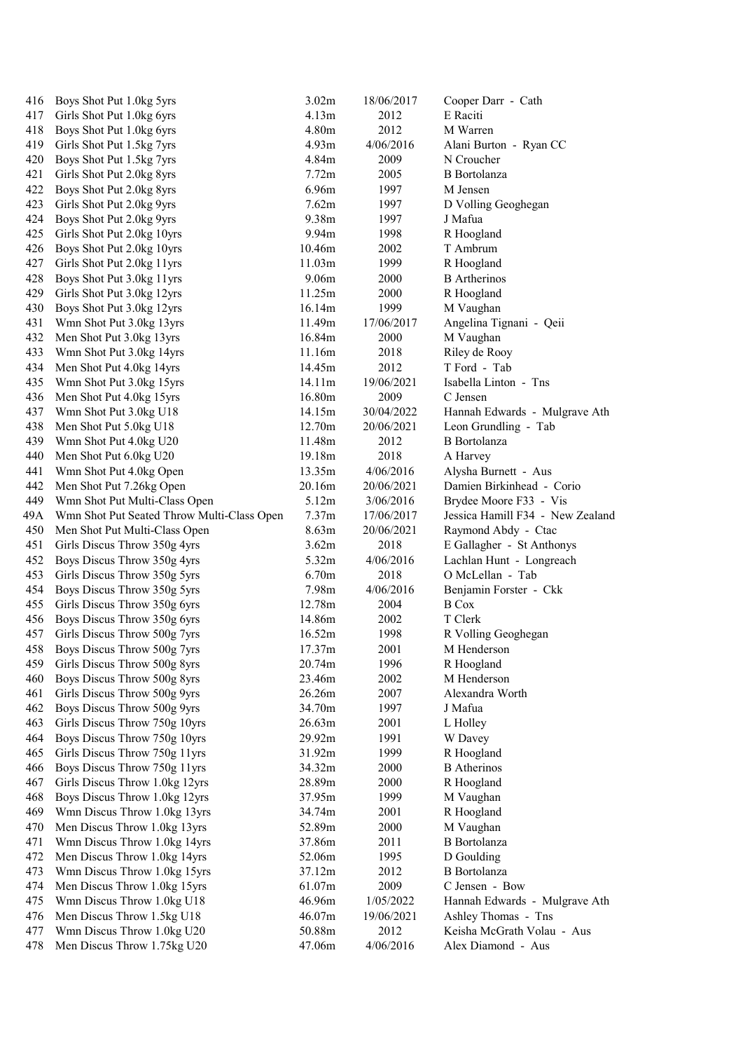| | | | | |
|---|---|---|---|---|
| 416 | Boys Shot Put 1.0kg 5yrs | 3.02m | 18/06/2017 | Cooper Darr - Cath |
| 417 | Girls Shot Put 1.0kg 6yrs | 4.13m | 2012 | E Raciti |
| 418 | Boys Shot Put 1.0kg 6yrs | 4.80m | 2012 | M Warren |
| 419 | Girls Shot Put 1.5kg 7yrs | 4.93m | 4/06/2016 | Alani Burton - Ryan CC |
| 420 | Boys Shot Put 1.5kg 7yrs | 4.84m | 2009 | N Croucher |
| 421 | Girls Shot Put 2.0kg 8yrs | 7.72m | 2005 | B Bortolanza |
| 422 | Boys Shot Put 2.0kg 8yrs | 6.96m | 1997 | M Jensen |
| 423 | Girls Shot Put 2.0kg 9yrs | 7.62m | 1997 | D Volling Geoghegan |
| 424 | Boys Shot Put 2.0kg 9yrs | 9.38m | 1997 | J Mafua |
| 425 | Girls Shot Put 2.0kg 10yrs | 9.94m | 1998 | R Hoogland |
| 426 | Boys Shot Put 2.0kg 10yrs | 10.46m | 2002 | T Ambrum |
| 427 | Girls Shot Put 2.0kg 11yrs | 11.03m | 1999 | R Hoogland |
| 428 | Boys Shot Put 3.0kg 11yrs | 9.06m | 2000 | B Artherinos |
| 429 | Girls Shot Put 3.0kg 12yrs | 11.25m | 2000 | R Hoogland |
| 430 | Boys Shot Put 3.0kg 12yrs | 16.14m | 1999 | M Vaughan |
| 431 | Wmn Shot Put 3.0kg 13yrs | 11.49m | 17/06/2017 | Angelina Tignani - Qeii |
| 432 | Men Shot Put 3.0kg 13yrs | 16.84m | 2000 | M Vaughan |
| 433 | Wmn Shot Put 3.0kg 14yrs | 11.16m | 2018 | Riley de Rooy |
| 434 | Men Shot Put 4.0kg 14yrs | 14.45m | 2012 | T Ford - Tab |
| 435 | Wmn Shot Put 3.0kg 15yrs | 14.11m | 19/06/2021 | Isabella Linton - Tns |
| 436 | Men Shot Put 4.0kg 15yrs | 16.80m | 2009 | C Jensen |
| 437 | Wmn Shot Put 3.0kg U18 | 14.15m | 30/04/2022 | Hannah Edwards - Mulgrave Ath |
| 438 | Men Shot Put 5.0kg U18 | 12.70m | 20/06/2021 | Leon Grundling - Tab |
| 439 | Wmn Shot Put 4.0kg U20 | 11.48m | 2012 | B Bortolanza |
| 440 | Men Shot Put 6.0kg U20 | 19.18m | 2018 | A Harvey |
| 441 | Wmn Shot Put 4.0kg Open | 13.35m | 4/06/2016 | Alysha Burnett - Aus |
| 442 | Men Shot Put 7.26kg Open | 20.16m | 20/06/2021 | Damien Birkinhead - Corio |
| 449 | Wmn Shot Put Multi-Class Open | 5.12m | 3/06/2016 | Brydee Moore F33 - Vis |
| 49A | Wmn Shot Put Seated Throw Multi-Class Open | 7.37m | 17/06/2017 | Jessica Hamill F34 - New Zealand |
| 450 | Men Shot Put Multi-Class Open | 8.63m | 20/06/2021 | Raymond Abdy - Ctac |
| 451 | Girls Discus Throw 350g 4yrs | 3.62m | 2018 | E Gallagher - St Anthonys |
| 452 | Boys Discus Throw 350g 4yrs | 5.32m | 4/06/2016 | Lachlan Hunt - Longreach |
| 453 | Girls Discus Throw 350g 5yrs | 6.70m | 2018 | O McLellan - Tab |
| 454 | Boys Discus Throw 350g 5yrs | 7.98m | 4/06/2016 | Benjamin Forster - Ckk |
| 455 | Girls Discus Throw 350g 6yrs | 12.78m | 2004 | B Cox |
| 456 | Boys Discus Throw 350g 6yrs | 14.86m | 2002 | T Clerk |
| 457 | Girls Discus Throw 500g 7yrs | 16.52m | 1998 | R Volling Geoghegan |
| 458 | Boys Discus Throw 500g 7yrs | 17.37m | 2001 | M Henderson |
| 459 | Girls Discus Throw 500g 8yrs | 20.74m | 1996 | R Hoogland |
| 460 | Boys Discus Throw 500g 8yrs | 23.46m | 2002 | M Henderson |
| 461 | Girls Discus Throw 500g 9yrs | 26.26m | 2007 | Alexandra Worth |
| 462 | Boys Discus Throw 500g 9yrs | 34.70m | 1997 | J Mafua |
| 463 | Girls Discus Throw 750g 10yrs | 26.63m | 2001 | L Holley |
| 464 | Boys Discus Throw 750g 10yrs | 29.92m | 1991 | W Davey |
| 465 | Girls Discus Throw 750g 11yrs | 31.92m | 1999 | R Hoogland |
| 466 | Boys Discus Throw 750g 11yrs | 34.32m | 2000 | B Atherinos |
| 467 | Girls Discus Throw 1.0kg 12yrs | 28.89m | 2000 | R Hoogland |
| 468 | Boys Discus Throw 1.0kg 12yrs | 37.95m | 1999 | M Vaughan |
| 469 | Wmn Discus Throw 1.0kg 13yrs | 34.74m | 2001 | R Hoogland |
| 470 | Men Discus Throw 1.0kg 13yrs | 52.89m | 2000 | M Vaughan |
| 471 | Wmn Discus Throw 1.0kg 14yrs | 37.86m | 2011 | B Bortolanza |
| 472 | Men Discus Throw 1.0kg 14yrs | 52.06m | 1995 | D Goulding |
| 473 | Wmn Discus Throw 1.0kg 15yrs | 37.12m | 2012 | B Bortolanza |
| 474 | Men Discus Throw 1.0kg 15yrs | 61.07m | 2009 | C Jensen - Bow |
| 475 | Wmn Discus Throw 1.0kg U18 | 46.96m | 1/05/2022 | Hannah Edwards - Mulgrave Ath |
| 476 | Men Discus Throw 1.5kg U18 | 46.07m | 19/06/2021 | Ashley Thomas - Tns |
| 477 | Wmn Discus Throw 1.0kg U20 | 50.88m | 2012 | Keisha McGrath Volau - Aus |
| 478 | Men Discus Throw 1.75kg U20 | 47.06m | 4/06/2016 | Alex Diamond - Aus |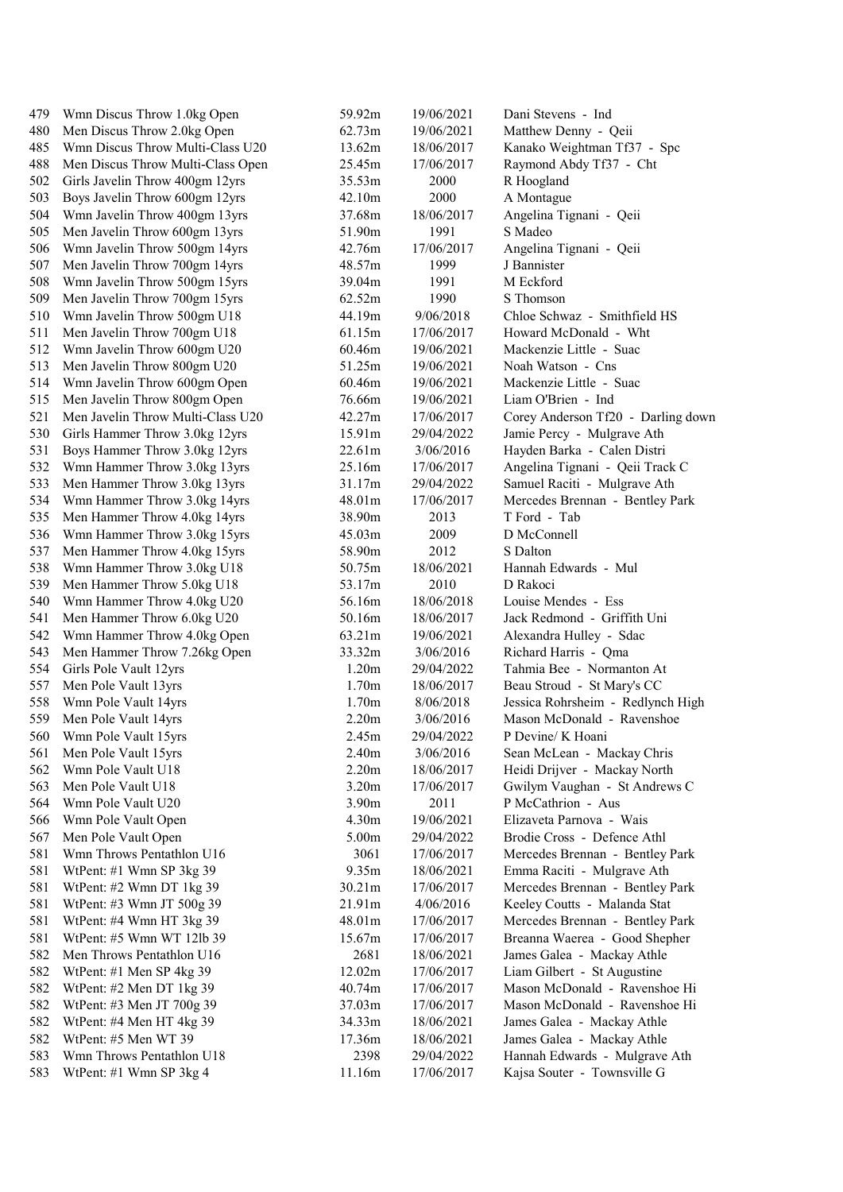| | | | | |
|---|---|---|---|---|
| 479 | Wmn Discus Throw 1.0kg Open | 59.92m | 19/06/2021 | Dani Stevens - Ind |
| 480 | Men Discus Throw 2.0kg Open | 62.73m | 19/06/2021 | Matthew Denny - Qeii |
| 485 | Wmn Discus Throw Multi-Class U20 | 13.62m | 18/06/2017 | Kanako Weightman Tf37 - Spc |
| 488 | Men Discus Throw Multi-Class Open | 25.45m | 17/06/2017 | Raymond Abdy Tf37 - Cht |
| 502 | Girls Javelin Throw 400gm 12yrs | 35.53m | 2000 | R Hoogland |
| 503 | Boys Javelin Throw 600gm 12yrs | 42.10m | 2000 | A Montague |
| 504 | Wmn Javelin Throw 400gm 13yrs | 37.68m | 18/06/2017 | Angelina Tignani - Qeii |
| 505 | Men Javelin Throw 600gm 13yrs | 51.90m | 1991 | S Madeo |
| 506 | Wmn Javelin Throw 500gm 14yrs | 42.76m | 17/06/2017 | Angelina Tignani - Qeii |
| 507 | Men Javelin Throw 700gm 14yrs | 48.57m | 1999 | J Bannister |
| 508 | Wmn Javelin Throw 500gm 15yrs | 39.04m | 1991 | M Eckford |
| 509 | Men Javelin Throw 700gm 15yrs | 62.52m | 1990 | S Thomson |
| 510 | Wmn Javelin Throw 500gm U18 | 44.19m | 9/06/2018 | Chloe Schwaz - Smithfield HS |
| 511 | Men Javelin Throw 700gm U18 | 61.15m | 17/06/2017 | Howard McDonald - Wht |
| 512 | Wmn Javelin Throw 600gm U20 | 60.46m | 19/06/2021 | Mackenzie Little - Suac |
| 513 | Men Javelin Throw 800gm U20 | 51.25m | 19/06/2021 | Noah Watson - Cns |
| 514 | Wmn Javelin Throw 600gm Open | 60.46m | 19/06/2021 | Mackenzie Little - Suac |
| 515 | Men Javelin Throw 800gm Open | 76.66m | 19/06/2021 | Liam O'Brien - Ind |
| 521 | Men Javelin Throw Multi-Class U20 | 42.27m | 17/06/2017 | Corey Anderson Tf20 - Darling down |
| 530 | Girls Hammer Throw 3.0kg 12yrs | 15.91m | 29/04/2022 | Jamie Percy - Mulgrave Ath |
| 531 | Boys Hammer Throw 3.0kg 12yrs | 22.61m | 3/06/2016 | Hayden Barka - Calen Distri |
| 532 | Wmn Hammer Throw 3.0kg 13yrs | 25.16m | 17/06/2017 | Angelina Tignani - Qeii Track C |
| 533 | Men Hammer Throw 3.0kg 13yrs | 31.17m | 29/04/2022 | Samuel Raciti - Mulgrave Ath |
| 534 | Wmn Hammer Throw 3.0kg 14yrs | 48.01m | 17/06/2017 | Mercedes Brennan - Bentley Park |
| 535 | Men Hammer Throw 4.0kg 14yrs | 38.90m | 2013 | T Ford - Tab |
| 536 | Wmn Hammer Throw 3.0kg 15yrs | 45.03m | 2009 | D McConnell |
| 537 | Men Hammer Throw 4.0kg 15yrs | 58.90m | 2012 | S Dalton |
| 538 | Wmn Hammer Throw 3.0kg U18 | 50.75m | 18/06/2021 | Hannah Edwards - Mul |
| 539 | Men Hammer Throw 5.0kg U18 | 53.17m | 2010 | D Rakoci |
| 540 | Wmn Hammer Throw 4.0kg U20 | 56.16m | 18/06/2018 | Louise Mendes - Ess |
| 541 | Men Hammer Throw 6.0kg U20 | 50.16m | 18/06/2017 | Jack Redmond - Griffith Uni |
| 542 | Wmn Hammer Throw 4.0kg Open | 63.21m | 19/06/2021 | Alexandra Hulley - Sdac |
| 543 | Men Hammer Throw 7.26kg Open | 33.32m | 3/06/2016 | Richard Harris - Qma |
| 554 | Girls Pole Vault 12yrs | 1.20m | 29/04/2022 | Tahmia Bee - Normanton At |
| 557 | Men Pole Vault 13yrs | 1.70m | 18/06/2017 | Beau Stroud - St Mary's CC |
| 558 | Wmn Pole Vault 14yrs | 1.70m | 8/06/2018 | Jessica Rohrsheim - Redlynch High |
| 559 | Men Pole Vault 14yrs | 2.20m | 3/06/2016 | Mason McDonald - Ravenshoe |
| 560 | Wmn Pole Vault 15yrs | 2.45m | 29/04/2022 | P Devine/ K Hoani |
| 561 | Men Pole Vault 15yrs | 2.40m | 3/06/2016 | Sean McLean - Mackay Chris |
| 562 | Wmn Pole Vault U18 | 2.20m | 18/06/2017 | Heidi Drijver - Mackay North |
| 563 | Men Pole Vault U18 | 3.20m | 17/06/2017 | Gwilym Vaughan - St Andrews C |
| 564 | Wmn Pole Vault U20 | 3.90m | 2011 | P McCathrion - Aus |
| 566 | Wmn Pole Vault Open | 4.30m | 19/06/2021 | Elizaveta Parnova - Wais |
| 567 | Men Pole Vault Open | 5.00m | 29/04/2022 | Brodie Cross - Defence Athl |
| 581 | Wmn Throws Pentathlon U16 | 3061 | 17/06/2017 | Mercedes Brennan - Bentley Park |
| 581 | WtPent: #1 Wmn SP 3kg 39 | 9.35m | 18/06/2021 | Emma Raciti - Mulgrave Ath |
| 581 | WtPent: #2 Wmn DT 1kg 39 | 30.21m | 17/06/2017 | Mercedes Brennan - Bentley Park |
| 581 | WtPent: #3 Wmn JT 500g 39 | 21.91m | 4/06/2016 | Keeley Coutts - Malanda Stat |
| 581 | WtPent: #4 Wmn HT 3kg 39 | 48.01m | 17/06/2017 | Mercedes Brennan - Bentley Park |
| 581 | WtPent: #5 Wmn WT 12lb 39 | 15.67m | 17/06/2017 | Breanna Waerea - Good Shepher |
| 582 | Men Throws Pentathlon U16 | 2681 | 18/06/2021 | James Galea - Mackay Athle |
| 582 | WtPent: #1 Men SP 4kg 39 | 12.02m | 17/06/2017 | Liam Gilbert - St Augustine |
| 582 | WtPent: #2 Men DT 1kg 39 | 40.74m | 17/06/2017 | Mason McDonald - Ravenshoe Hi |
| 582 | WtPent: #3 Men JT 700g 39 | 37.03m | 17/06/2017 | Mason McDonald - Ravenshoe Hi |
| 582 | WtPent: #4 Men HT 4kg 39 | 34.33m | 18/06/2021 | James Galea - Mackay Athle |
| 582 | WtPent: #5 Men WT 39 | 17.36m | 18/06/2021 | James Galea - Mackay Athle |
| 583 | Wmn Throws Pentathlon U18 | 2398 | 29/04/2022 | Hannah Edwards - Mulgrave Ath |
| 583 | WtPent: #1 Wmn SP 3kg 4 | 11.16m | 17/06/2017 | Kajsa Souter - Townsville G |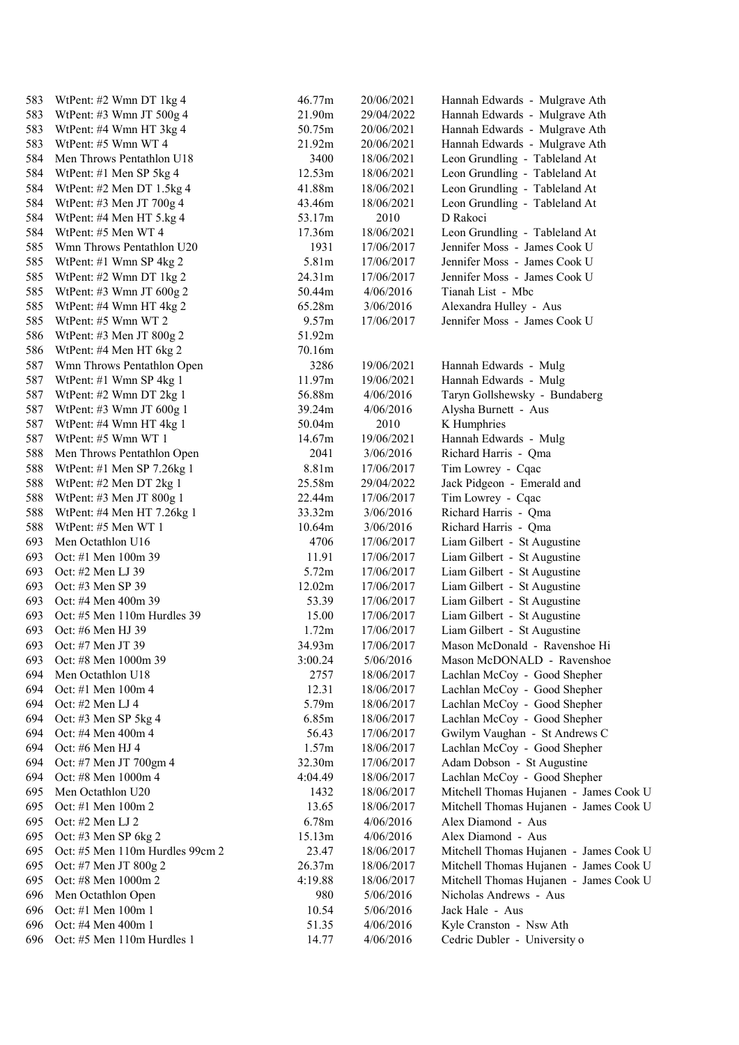| | | | | |
|---|---|---|---|---|
| 583 | WtPent: #2 Wmn DT 1kg 4 | 46.77m | 20/06/2021 | Hannah Edwards - Mulgrave Ath |
| 583 | WtPent: #3 Wmn JT 500g 4 | 21.90m | 29/04/2022 | Hannah Edwards - Mulgrave Ath |
| 583 | WtPent: #4 Wmn HT 3kg 4 | 50.75m | 20/06/2021 | Hannah Edwards - Mulgrave Ath |
| 583 | WtPent: #5 Wmn WT 4 | 21.92m | 20/06/2021 | Hannah Edwards - Mulgrave Ath |
| 584 | Men Throws Pentathlon U18 | 3400 | 18/06/2021 | Leon Grundling - Tableland At |
| 584 | WtPent: #1 Men SP 5kg 4 | 12.53m | 18/06/2021 | Leon Grundling - Tableland At |
| 584 | WtPent: #2 Men DT 1.5kg 4 | 41.88m | 18/06/2021 | Leon Grundling - Tableland At |
| 584 | WtPent: #3 Men JT 700g 4 | 43.46m | 18/06/2021 | Leon Grundling - Tableland At |
| 584 | WtPent: #4 Men HT 5.kg 4 | 53.17m | 2010 | D Rakoci |
| 584 | WtPent: #5 Men WT 4 | 17.36m | 18/06/2021 | Leon Grundling - Tableland At |
| 585 | Wmn Throws Pentathlon U20 | 1931 | 17/06/2017 | Jennifer Moss - James Cook U |
| 585 | WtPent: #1 Wmn SP 4kg 2 | 5.81m | 17/06/2017 | Jennifer Moss - James Cook U |
| 585 | WtPent: #2 Wmn DT 1kg 2 | 24.31m | 17/06/2017 | Jennifer Moss - James Cook U |
| 585 | WtPent: #3 Wmn JT 600g 2 | 50.44m | 4/06/2016 | Tianah List - Mbc |
| 585 | WtPent: #4 Wmn HT 4kg 2 | 65.28m | 3/06/2016 | Alexandra Hulley - Aus |
| 585 | WtPent: #5 Wmn WT 2 | 9.57m | 17/06/2017 | Jennifer Moss - James Cook U |
| 586 | WtPent: #3 Men JT 800g 2 | 51.92m | | |
| 586 | WtPent: #4 Men HT 6kg 2 | 70.16m | | |
| 587 | Wmn Throws Pentathlon Open | 3286 | 19/06/2021 | Hannah Edwards - Mulg |
| 587 | WtPent: #1 Wmn SP 4kg 1 | 11.97m | 19/06/2021 | Hannah Edwards - Mulg |
| 587 | WtPent: #2 Wmn DT 2kg 1 | 56.88m | 4/06/2016 | Taryn Gollshewsky - Bundaberg |
| 587 | WtPent: #3 Wmn JT 600g 1 | 39.24m | 4/06/2016 | Alysha Burnett - Aus |
| 587 | WtPent: #4 Wmn HT 4kg 1 | 50.04m | 2010 | K Humphries |
| 587 | WtPent: #5 Wmn WT 1 | 14.67m | 19/06/2021 | Hannah Edwards - Mulg |
| 588 | Men Throws Pentathlon Open | 2041 | 3/06/2016 | Richard Harris - Qma |
| 588 | WtPent: #1 Men SP 7.26kg 1 | 8.81m | 17/06/2017 | Tim Lowrey - Cqac |
| 588 | WtPent: #2 Men DT 2kg 1 | 25.58m | 29/04/2022 | Jack Pidgeon - Emerald and |
| 588 | WtPent: #3 Men JT 800g 1 | 22.44m | 17/06/2017 | Tim Lowrey - Cqac |
| 588 | WtPent: #4 Men HT 7.26kg 1 | 33.32m | 3/06/2016 | Richard Harris - Qma |
| 588 | WtPent: #5 Men WT 1 | 10.64m | 3/06/2016 | Richard Harris - Qma |
| 693 | Men Octathlon U16 | 4706 | 17/06/2017 | Liam Gilbert - St Augustine |
| 693 | Oct: #1 Men 100m 39 | 11.91 | 17/06/2017 | Liam Gilbert - St Augustine |
| 693 | Oct: #2 Men LJ 39 | 5.72m | 17/06/2017 | Liam Gilbert - St Augustine |
| 693 | Oct: #3 Men SP 39 | 12.02m | 17/06/2017 | Liam Gilbert - St Augustine |
| 693 | Oct: #4 Men 400m 39 | 53.39 | 17/06/2017 | Liam Gilbert - St Augustine |
| 693 | Oct: #5 Men 110m Hurdles 39 | 15.00 | 17/06/2017 | Liam Gilbert - St Augustine |
| 693 | Oct: #6 Men HJ 39 | 1.72m | 17/06/2017 | Liam Gilbert - St Augustine |
| 693 | Oct: #7 Men JT 39 | 34.93m | 17/06/2017 | Mason McDonald - Ravenshoe Hi |
| 693 | Oct: #8 Men 1000m 39 | 3:00.24 | 5/06/2016 | Mason McDONALD - Ravenshoe |
| 694 | Men Octathlon U18 | 2757 | 18/06/2017 | Lachlan McCoy - Good Shepher |
| 694 | Oct: #1 Men 100m 4 | 12.31 | 18/06/2017 | Lachlan McCoy - Good Shepher |
| 694 | Oct: #2 Men LJ 4 | 5.79m | 18/06/2017 | Lachlan McCoy - Good Shepher |
| 694 | Oct: #3 Men SP 5kg 4 | 6.85m | 18/06/2017 | Lachlan McCoy - Good Shepher |
| 694 | Oct: #4 Men 400m 4 | 56.43 | 17/06/2017 | Gwilym Vaughan - St Andrews C |
| 694 | Oct: #6 Men HJ 4 | 1.57m | 18/06/2017 | Lachlan McCoy - Good Shepher |
| 694 | Oct: #7 Men JT 700gm 4 | 32.30m | 17/06/2017 | Adam Dobson - St Augustine |
| 694 | Oct: #8 Men 1000m 4 | 4:04.49 | 18/06/2017 | Lachlan McCoy - Good Shepher |
| 695 | Men Octathlon U20 | 1432 | 18/06/2017 | Mitchell Thomas Hujanen - James Cook U |
| 695 | Oct: #1 Men 100m 2 | 13.65 | 18/06/2017 | Mitchell Thomas Hujanen - James Cook U |
| 695 | Oct: #2 Men LJ 2 | 6.78m | 4/06/2016 | Alex Diamond - Aus |
| 695 | Oct: #3 Men SP 6kg 2 | 15.13m | 4/06/2016 | Alex Diamond - Aus |
| 695 | Oct: #5 Men 110m Hurdles 99cm 2 | 23.47 | 18/06/2017 | Mitchell Thomas Hujanen - James Cook U |
| 695 | Oct: #7 Men JT 800g 2 | 26.37m | 18/06/2017 | Mitchell Thomas Hujanen - James Cook U |
| 695 | Oct: #8 Men 1000m 2 | 4:19.88 | 18/06/2017 | Mitchell Thomas Hujanen - James Cook U |
| 696 | Men Octathlon Open | 980 | 5/06/2016 | Nicholas Andrews - Aus |
| 696 | Oct: #1 Men 100m 1 | 10.54 | 5/06/2016 | Jack Hale - Aus |
| 696 | Oct: #4 Men 400m 1 | 51.35 | 4/06/2016 | Kyle Cranston - Nsw Ath |
| 696 | Oct: #5 Men 110m Hurdles 1 | 14.77 | 4/06/2016 | Cedric Dubler - University o |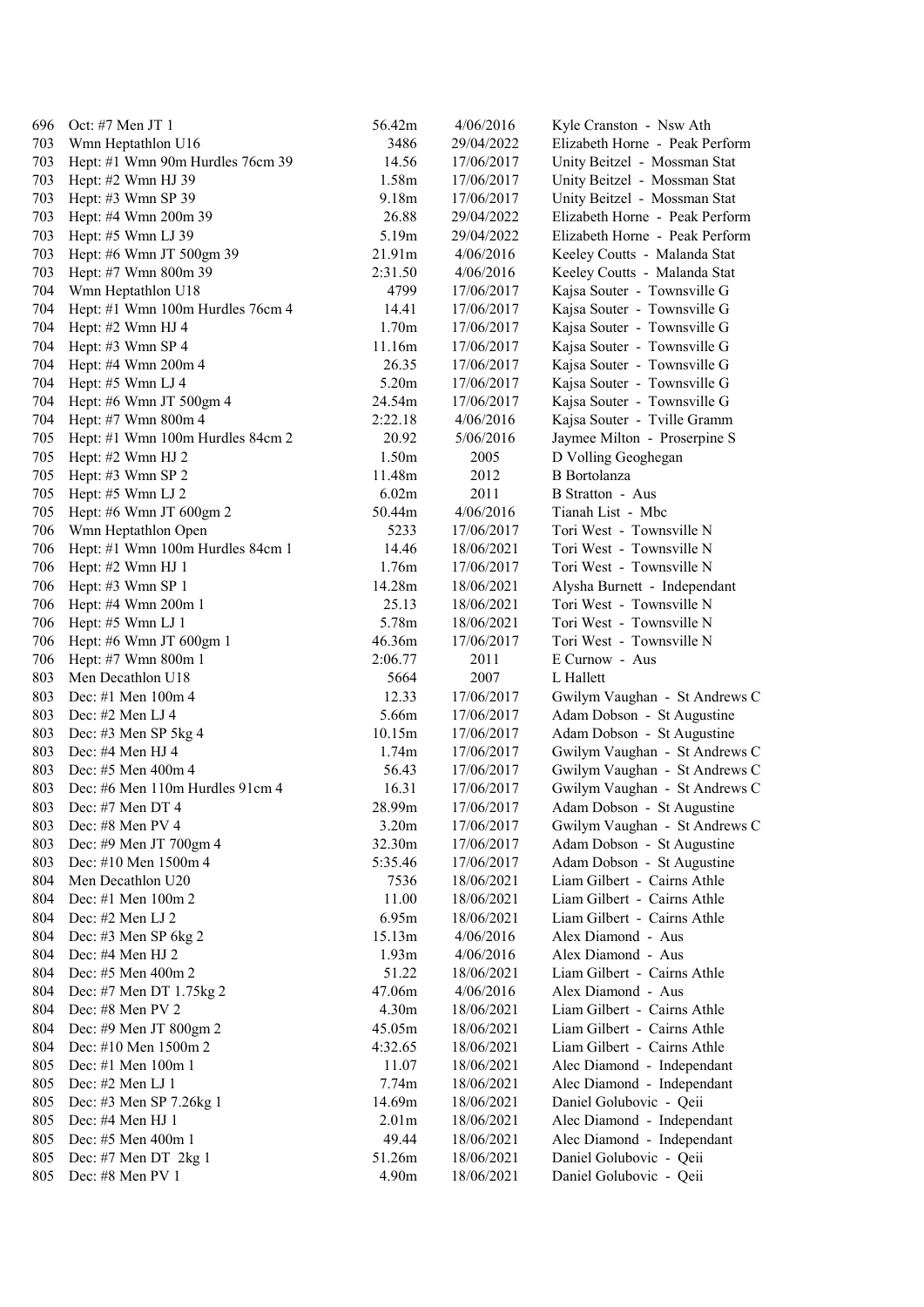| | | | | |
|---|---|---|---|---|
| 696 | Oct: #7 Men JT 1 | 56.42m | 4/06/2016 | Kyle Cranston - Nsw Ath |
| 703 | Wmn Heptathlon U16 | 3486 | 29/04/2022 | Elizabeth Horne - Peak Perform |
| 703 | Hept: #1 Wmn 90m Hurdles 76cm 39 | 14.56 | 17/06/2017 | Unity Beitzel - Mossman Stat |
| 703 | Hept: #2 Wmn HJ 39 | 1.58m | 17/06/2017 | Unity Beitzel - Mossman Stat |
| 703 | Hept: #3 Wmn SP 39 | 9.18m | 17/06/2017 | Unity Beitzel - Mossman Stat |
| 703 | Hept: #4 Wmn 200m 39 | 26.88 | 29/04/2022 | Elizabeth Horne - Peak Perform |
| 703 | Hept: #5 Wmn LJ 39 | 5.19m | 29/04/2022 | Elizabeth Horne - Peak Perform |
| 703 | Hept: #6 Wmn JT 500gm 39 | 21.91m | 4/06/2016 | Keeley Coutts - Malanda Stat |
| 703 | Hept: #7 Wmn 800m 39 | 2:31.50 | 4/06/2016 | Keeley Coutts - Malanda Stat |
| 704 | Wmn Heptathlon U18 | 4799 | 17/06/2017 | Kajsa Souter - Townsville G |
| 704 | Hept: #1 Wmn 100m Hurdles 76cm 4 | 14.41 | 17/06/2017 | Kajsa Souter - Townsville G |
| 704 | Hept: #2 Wmn HJ 4 | 1.70m | 17/06/2017 | Kajsa Souter - Townsville G |
| 704 | Hept: #3 Wmn SP 4 | 11.16m | 17/06/2017 | Kajsa Souter - Townsville G |
| 704 | Hept: #4 Wmn 200m 4 | 26.35 | 17/06/2017 | Kajsa Souter - Townsville G |
| 704 | Hept: #5 Wmn LJ 4 | 5.20m | 17/06/2017 | Kajsa Souter - Townsville G |
| 704 | Hept: #6 Wmn JT 500gm 4 | 24.54m | 17/06/2017 | Kajsa Souter - Townsville G |
| 704 | Hept: #7 Wmn 800m 4 | 2:22.18 | 4/06/2016 | Kajsa Souter - Tville Gramm |
| 705 | Hept: #1 Wmn 100m Hurdles 84cm 2 | 20.92 | 5/06/2016 | Jaymee Milton - Proserpine S |
| 705 | Hept: #2 Wmn HJ 2 | 1.50m | 2005 | D Volling Geoghegan |
| 705 | Hept: #3 Wmn SP 2 | 11.48m | 2012 | B Bortolanza |
| 705 | Hept: #5 Wmn LJ 2 | 6.02m | 2011 | B Stratton - Aus |
| 705 | Hept: #6 Wmn JT 600gm 2 | 50.44m | 4/06/2016 | Tianah List - Mbc |
| 706 | Wmn Heptathlon Open | 5233 | 17/06/2017 | Tori West - Townsville N |
| 706 | Hept: #1 Wmn 100m Hurdles 84cm 1 | 14.46 | 18/06/2021 | Tori West - Townsville N |
| 706 | Hept: #2 Wmn HJ 1 | 1.76m | 17/06/2017 | Tori West - Townsville N |
| 706 | Hept: #3 Wmn SP 1 | 14.28m | 18/06/2021 | Alysha Burnett - Independant |
| 706 | Hept: #4 Wmn 200m 1 | 25.13 | 18/06/2021 | Tori West - Townsville N |
| 706 | Hept: #5 Wmn LJ 1 | 5.78m | 18/06/2021 | Tori West - Townsville N |
| 706 | Hept: #6 Wmn JT 600gm 1 | 46.36m | 17/06/2017 | Tori West - Townsville N |
| 706 | Hept: #7 Wmn 800m 1 | 2:06.77 | 2011 | E Curnow - Aus |
| 803 | Men Decathlon U18 | 5664 | 2007 | L Hallett |
| 803 | Dec: #1 Men 100m 4 | 12.33 | 17/06/2017 | Gwilym Vaughan - St Andrews C |
| 803 | Dec: #2 Men LJ 4 | 5.66m | 17/06/2017 | Adam Dobson - St Augustine |
| 803 | Dec: #3 Men SP 5kg 4 | 10.15m | 17/06/2017 | Adam Dobson - St Augustine |
| 803 | Dec: #4 Men HJ 4 | 1.74m | 17/06/2017 | Gwilym Vaughan - St Andrews C |
| 803 | Dec: #5 Men 400m 4 | 56.43 | 17/06/2017 | Gwilym Vaughan - St Andrews C |
| 803 | Dec: #6 Men 110m Hurdles 91cm 4 | 16.31 | 17/06/2017 | Gwilym Vaughan - St Andrews C |
| 803 | Dec: #7 Men DT 4 | 28.99m | 17/06/2017 | Adam Dobson - St Augustine |
| 803 | Dec: #8 Men PV 4 | 3.20m | 17/06/2017 | Gwilym Vaughan - St Andrews C |
| 803 | Dec: #9 Men JT 700gm 4 | 32.30m | 17/06/2017 | Adam Dobson - St Augustine |
| 803 | Dec: #10 Men 1500m 4 | 5:35.46 | 17/06/2017 | Adam Dobson - St Augustine |
| 804 | Men Decathlon U20 | 7536 | 18/06/2021 | Liam Gilbert - Cairns Athle |
| 804 | Dec: #1 Men 100m 2 | 11.00 | 18/06/2021 | Liam Gilbert - Cairns Athle |
| 804 | Dec: #2 Men LJ 2 | 6.95m | 18/06/2021 | Liam Gilbert - Cairns Athle |
| 804 | Dec: #3 Men SP 6kg 2 | 15.13m | 4/06/2016 | Alex Diamond - Aus |
| 804 | Dec: #4 Men HJ 2 | 1.93m | 4/06/2016 | Alex Diamond - Aus |
| 804 | Dec: #5 Men 400m 2 | 51.22 | 18/06/2021 | Liam Gilbert - Cairns Athle |
| 804 | Dec: #7 Men DT 1.75kg 2 | 47.06m | 4/06/2016 | Alex Diamond - Aus |
| 804 | Dec: #8 Men PV 2 | 4.30m | 18/06/2021 | Liam Gilbert - Cairns Athle |
| 804 | Dec: #9 Men JT 800gm 2 | 45.05m | 18/06/2021 | Liam Gilbert - Cairns Athle |
| 804 | Dec: #10 Men 1500m 2 | 4:32.65 | 18/06/2021 | Liam Gilbert - Cairns Athle |
| 805 | Dec: #1 Men 100m 1 | 11.07 | 18/06/2021 | Alec Diamond - Independant |
| 805 | Dec: #2 Men LJ 1 | 7.74m | 18/06/2021 | Alec Diamond - Independant |
| 805 | Dec: #3 Men SP 7.26kg 1 | 14.69m | 18/06/2021 | Daniel Golubovic - Qeii |
| 805 | Dec: #4 Men HJ 1 | 2.01m | 18/06/2021 | Alec Diamond - Independant |
| 805 | Dec: #5 Men 400m 1 | 49.44 | 18/06/2021 | Alec Diamond - Independant |
| 805 | Dec: #7 Men DT 2kg 1 | 51.26m | 18/06/2021 | Daniel Golubovic - Qeii |
| 805 | Dec: #8 Men PV 1 | 4.90m | 18/06/2021 | Daniel Golubovic - Qeii |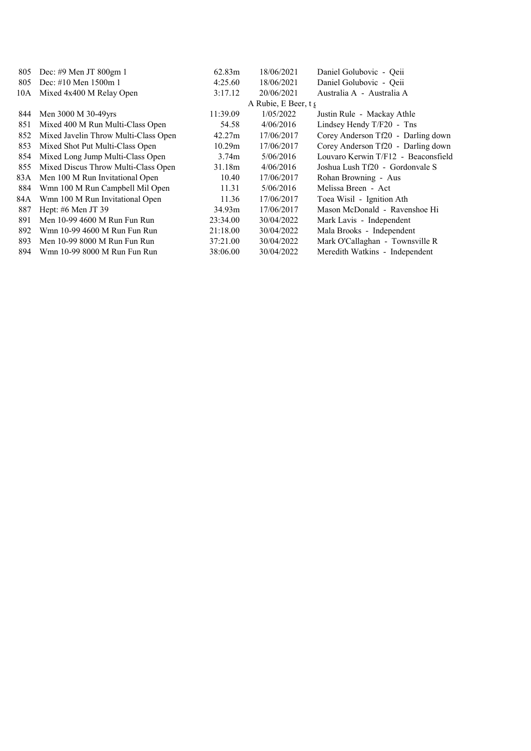| | | | | |
|---|---|---|---|---|
| 805 | Dec: #9 Men JT 800gm 1 | 62.83m | 18/06/2021 | Daniel Golubovic - Qeii |
| 805 | Dec: #10 Men 1500m 1 | 4:25.60 | 18/06/2021 | Daniel Golubovic - Qeii |
| 10A | Mixed 4x400 M Relay Open | 3:17.12 | 20/06/2021 | Australia A - Australia A |
| | | | A Rubie, E Beer, t g | |
| 844 | Men 3000 M 30-49yrs | 11:39.09 | 1/05/2022 | Justin Rule - Mackay Athle |
| 851 | Mixed 400 M Run Multi-Class Open | 54.58 | 4/06/2016 | Lindsey Hendy T/F20 - Tns |
| 852 | Mixed Javelin Throw Multi-Class Open | 42.27m | 17/06/2017 | Corey Anderson Tf20 - Darling down |
| 853 | Mixed Shot Put Multi-Class Open | 10.29m | 17/06/2017 | Corey Anderson Tf20 - Darling down |
| 854 | Mixed Long Jump Multi-Class Open | 3.74m | 5/06/2016 | Louvaro Kerwin T/F12 - Beaconsfield |
| 855 | Mixed Discus Throw Multi-Class Open | 31.18m | 4/06/2016 | Joshua Lush Tf20 - Gordonvale S |
| 83A | Men 100 M Run Invitational Open | 10.40 | 17/06/2017 | Rohan Browning - Aus |
| 884 | Wmn 100 M Run Campbell Mil Open | 11.31 | 5/06/2016 | Melissa Breen - Act |
| 84A | Wmn 100 M Run Invitational Open | 11.36 | 17/06/2017 | Toea Wisil - Ignition Ath |
| 887 | Hept: #6 Men JT 39 | 34.93m | 17/06/2017 | Mason McDonald - Ravenshoe Hi |
| 891 | Men 10-99 4600 M Run Fun Run | 23:34.00 | 30/04/2022 | Mark Lavis - Independent |
| 892 | Wmn 10-99 4600 M Run Fun Run | 21:18.00 | 30/04/2022 | Mala Brooks - Independent |
| 893 | Men 10-99 8000 M Run Fun Run | 37:21.00 | 30/04/2022 | Mark O'Callaghan - Townsville R |
| 894 | Wmn 10-99 8000 M Run Fun Run | 38:06.00 | 30/04/2022 | Meredith Watkins - Independent |